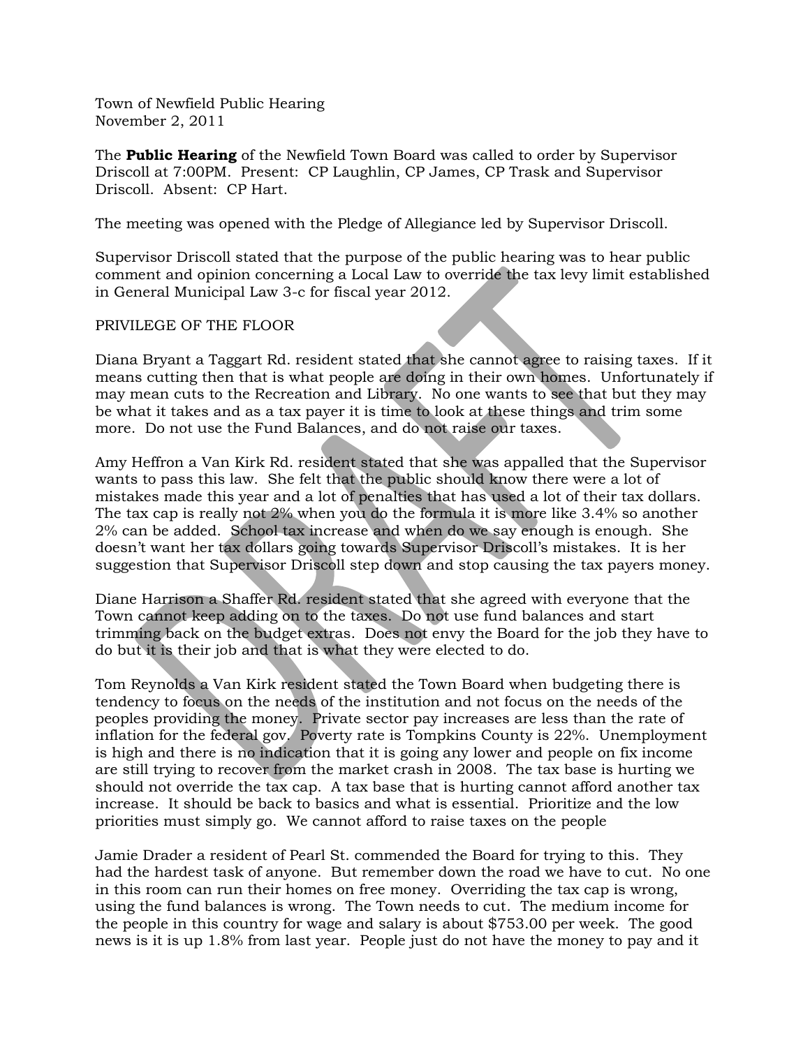Town of Newfield Public Hearing
November 2, 2011

The **Public Hearing** of the Newfield Town Board was called to order by Supervisor Driscoll at 7:00PM. Present: CP Laughlin, CP James, CP Trask and Supervisor Driscoll. Absent: CP Hart.

The meeting was opened with the Pledge of Allegiance led by Supervisor Driscoll.

Supervisor Driscoll stated that the purpose of the public hearing was to hear public comment and opinion concerning a Local Law to override the tax levy limit established in General Municipal Law 3-c for fiscal year 2012.

PRIVILEGE OF THE FLOOR

Diana Bryant a Taggart Rd. resident stated that she cannot agree to raising taxes. If it means cutting then that is what people are doing in their own homes. Unfortunately if may mean cuts to the Recreation and Library. No one wants to see that but they may be what it takes and as a tax payer it is time to look at these things and trim some more. Do not use the Fund Balances, and do not raise our taxes.

Amy Heffron a Van Kirk Rd. resident stated that she was appalled that the Supervisor wants to pass this law. She felt that the public should know there were a lot of mistakes made this year and a lot of penalties that has used a lot of their tax dollars. The tax cap is really not 2% when you do the formula it is more like 3.4% so another 2% can be added. School tax increase and when do we say enough is enough. She doesn't want her tax dollars going towards Supervisor Driscoll's mistakes. It is her suggestion that Supervisor Driscoll step down and stop causing the tax payers money.

Diane Harrison a Shaffer Rd. resident stated that she agreed with everyone that the Town cannot keep adding on to the taxes. Do not use fund balances and start trimming back on the budget extras. Does not envy the Board for the job they have to do but it is their job and that is what they were elected to do.

Tom Reynolds a Van Kirk resident stated the Town Board when budgeting there is tendency to focus on the needs of the institution and not focus on the needs of the peoples providing the money. Private sector pay increases are less than the rate of inflation for the federal gov. Poverty rate is Tompkins County is 22%. Unemployment is high and there is no indication that it is going any lower and people on fix income are still trying to recover from the market crash in 2008. The tax base is hurting we should not override the tax cap. A tax base that is hurting cannot afford another tax increase. It should be back to basics and what is essential. Prioritize and the low priorities must simply go. We cannot afford to raise taxes on the people

Jamie Drader a resident of Pearl St. commended the Board for trying to this. They had the hardest task of anyone. But remember down the road we have to cut. No one in this room can run their homes on free money. Overriding the tax cap is wrong, using the fund balances is wrong. The Town needs to cut. The medium income for the people in this country for wage and salary is about $753.00 per week. The good news is it is up 1.8% from last year. People just do not have the money to pay and it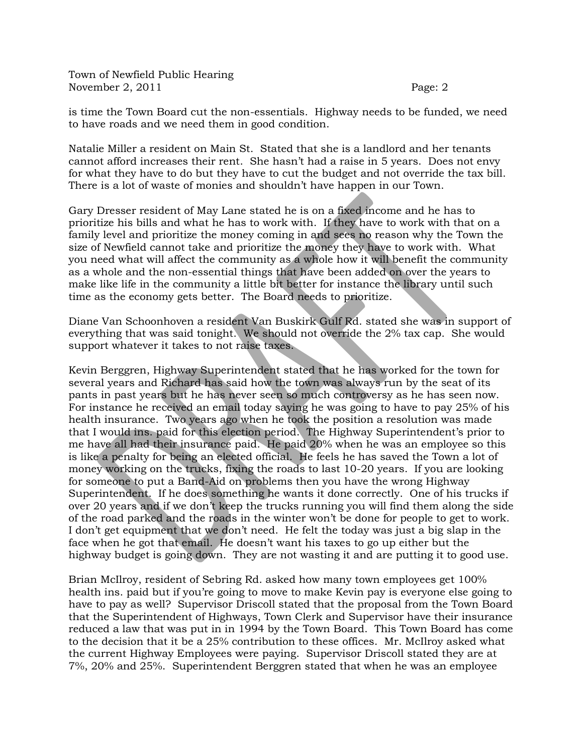is time the Town Board cut the non-essentials. Highway needs to be funded, we need to have roads and we need them in good condition.

Natalie Miller a resident on Main St. Stated that she is a landlord and her tenants cannot afford increases their rent. She hasn't had a raise in 5 years. Does not envy for what they have to do but they have to cut the budget and not override the tax bill. There is a lot of waste of monies and shouldn't have happen in our Town.

Gary Dresser resident of May Lane stated he is on a fixed income and he has to prioritize his bills and what he has to work with. If they have to work with that on a family level and prioritize the money coming in and sees no reason why the Town the size of Newfield cannot take and prioritize the money they have to work with. What you need what will affect the community as a whole how it will benefit the community as a whole and the non-essential things that have been added on over the years to make like life in the community a little bit better for instance the library until such time as the economy gets better. The Board needs to prioritize.

Diane Van Schoonhoven a resident Van Buskirk Gulf Rd. stated she was in support of everything that was said tonight. We should not override the 2% tax cap. She would support whatever it takes to not raise taxes.

Kevin Berggren, Highway Superintendent stated that he has worked for the town for several years and Richard has said how the town was always run by the seat of its pants in past years but he has never seen so much controversy as he has seen now. For instance he received an email today saying he was going to have to pay 25% of his health insurance. Two years ago when he took the position a resolution was made that I would ins. paid for this election period. The Highway Superintendent's prior to me have all had their insurance paid. He paid 20% when he was an employee so this is like a penalty for being an elected official. He feels he has saved the Town a lot of money working on the trucks, fixing the roads to last 10-20 years. If you are looking for someone to put a Band-Aid on problems then you have the wrong Highway Superintendent. If he does something he wants it done correctly. One of his trucks if over 20 years and if we don't keep the trucks running you will find them along the side of the road parked and the roads in the winter won't be done for people to get to work. I don't get equipment that we don't need. He felt the today was just a big slap in the face when he got that email. He doesn't want his taxes to go up either but the highway budget is going down. They are not wasting it and are putting it to good use.

Brian McIlroy, resident of Sebring Rd. asked how many town employees get 100% health ins. paid but if you're going to move to make Kevin pay is everyone else going to have to pay as well? Supervisor Driscoll stated that the proposal from the Town Board that the Superintendent of Highways, Town Clerk and Supervisor have their insurance reduced a law that was put in in 1994 by the Town Board. This Town Board has come to the decision that it be a 25% contribution to these offices. Mr. McIlroy asked what the current Highway Employees were paying. Supervisor Driscoll stated they are at 7%, 20% and 25%. Superintendent Berggren stated that when he was an employee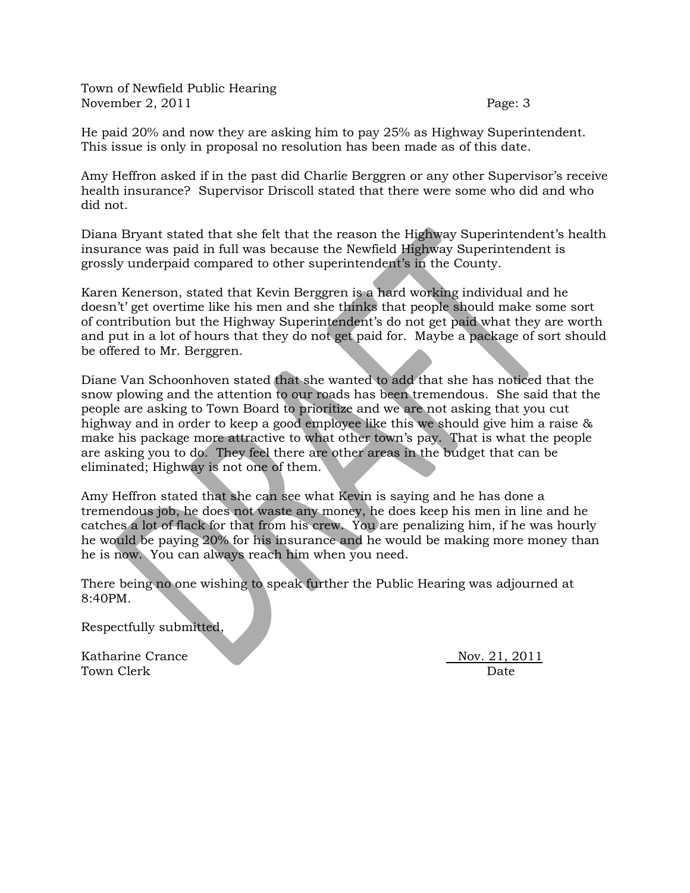He paid 20% and now they are asking him to pay 25% as Highway Superintendent. This issue is only in proposal no resolution has been made as of this date.

Amy Heffron asked if in the past did Charlie Berggren or any other Supervisor's receive health insurance? Supervisor Driscoll stated that there were some who did and who did not.

Diana Bryant stated that she felt that the reason the Highway Superintendent's health insurance was paid in full was because the Newfield Highway Superintendent is grossly underpaid compared to other superintendent's in the County.

Karen Kenerson, stated that Kevin Berggren is a hard working individual and he doesn't't' get overtime like his men and she thinks that people should make some sort of contribution but the Highway Superintendent's do not get paid what they are worth and put in a lot of hours that they do not get paid for. Maybe a package of sort should be offered to Mr. Berggren.

Diane Van Schoonhoven stated that she wanted to add that she has noticed that the snow plowing and the attention to our roads has been tremendous. She said that the people are asking to Town Board to prioritize and we are not asking that you cut highway and in order to keep a good employee like this we should give him a raise & make his package more attractive to what other town's pay. That is what the people are asking you to do. They feel there are other areas in the budget that can be eliminated; Highway is not one of them.

Amy Heffron stated that she can see what Kevin is saying and he has done a tremendous job, he does not waste any money, he does keep his men in line and he catches a lot of flack for that from his crew. You are penalizing him, if he was hourly he would be paying 20% for his insurance and he would be making more money than he is now. You can always reach him when you need.

There being no one wishing to speak further the Public Hearing was adjourned at 8:40PM.

Respectfully submitted,

Katharine Crance — Nov. 21, 2011

Town Clerk — Date

DRAFT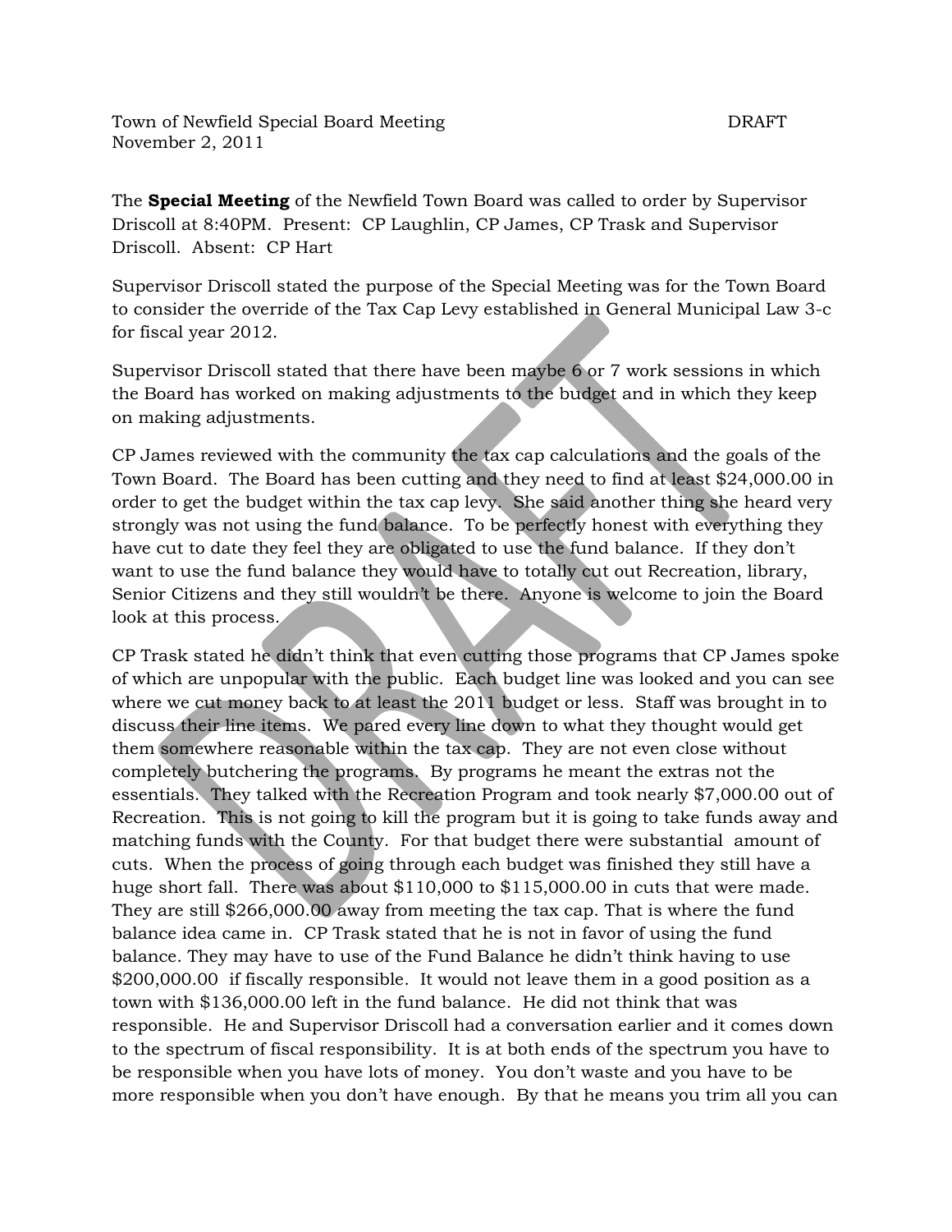Town of Newfield Special Board Meeting DRAFT
November 2, 2011

The **Special Meeting** of the Newfield Town Board was called to order by Supervisor Driscoll at 8:40PM. Present: CP Laughlin, CP James, CP Trask and Supervisor Driscoll. Absent: CP Hart

Supervisor Driscoll stated the purpose of the Special Meeting was for the Town Board to consider the override of the Tax Cap Levy established in General Municipal Law 3-c for fiscal year 2012.

Supervisor Driscoll stated that there have been maybe 6 or 7 work sessions in which the Board has worked on making adjustments to the budget and in which they keep on making adjustments.

CP James reviewed with the community the tax cap calculations and the goals of the Town Board. The Board has been cutting and they need to find at least $24,000.00 in order to get the budget within the tax cap levy. She said another thing she heard very strongly was not using the fund balance. To be perfectly honest with everything they have cut to date they feel they are obligated to use the fund balance. If they don't want to use the fund balance they would have to totally cut out Recreation, library, Senior Citizens and they still wouldn't be there. Anyone is welcome to join the Board look at this process.

CP Trask stated he didn't think that even cutting those programs that CP James spoke of which are unpopular with the public. Each budget line was looked and you can see where we cut money back to at least the 2011 budget or less. Staff was brought in to discuss their line items. We pared every line down to what they thought would get them somewhere reasonable within the tax cap. They are not even close without completely butchering the programs. By programs he meant the extras not the essentials. They talked with the Recreation Program and took nearly $7,000.00 out of Recreation. This is not going to kill the program but it is going to take funds away and matching funds with the County. For that budget there were substantial amount of cuts. When the process of going through each budget was finished they still have a huge short fall. There was about $110,000 to $115,000.00 in cuts that were made. They are still $266,000.00 away from meeting the tax cap. That is where the fund balance idea came in. CP Trask stated that he is not in favor of using the fund balance. They may have to use of the Fund Balance he didn't think having to use $200,000.00 if fiscally responsible. It would not leave them in a good position as a town with $136,000.00 left in the fund balance. He did not think that was responsible. He and Supervisor Driscoll had a conversation earlier and it comes down to the spectrum of fiscal responsibility. It is at both ends of the spectrum you have to be responsible when you have lots of money. You don't waste and you have to be more responsible when you don't have enough. By that he means you trim all you can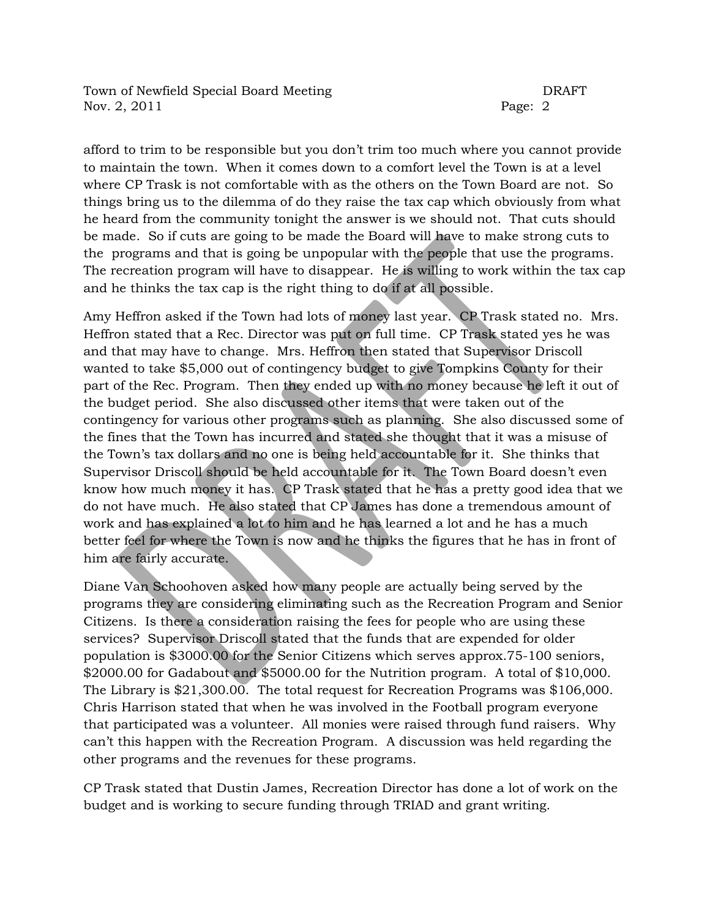afford to trim to be responsible but you don't trim too much where you cannot provide to maintain the town. When it comes down to a comfort level the Town is at a level where CP Trask is not comfortable with as the others on the Town Board are not. So things bring us to the dilemma of do they raise the tax cap which obviously from what he heard from the community tonight the answer is we should not. That cuts should be made. So if cuts are going to be made the Board will have to make strong cuts to the programs and that is going be unpopular with the people that use the programs. The recreation program will have to disappear. He is willing to work within the tax cap and he thinks the tax cap is the right thing to do if at all possible.

Amy Heffron asked if the Town had lots of money last year. CP Trask stated no. Mrs. Heffron stated that a Rec. Director was put on full time. CP Trask stated yes he was and that may have to change. Mrs. Heffron then stated that Supervisor Driscoll wanted to take $5,000 out of contingency budget to give Tompkins County for their part of the Rec. Program. Then they ended up with no money because he left it out of the budget period. She also discussed other items that were taken out of the contingency for various other programs such as planning. She also discussed some of the fines that the Town has incurred and stated she thought that it was a misuse of the Town's tax dollars and no one is being held accountable for it. She thinks that Supervisor Driscoll should be held accountable for it. The Town Board doesn't even know how much money it has. CP Trask stated that he has a pretty good idea that we do not have much. He also stated that CP James has done a tremendous amount of work and has explained a lot to him and he has learned a lot and he has a much better feel for where the Town is now and he thinks the figures that he has in front of him are fairly accurate.

Diane Van Schoohoven asked how many people are actually being served by the programs they are considering eliminating such as the Recreation Program and Senior Citizens. Is there a consideration raising the fees for people who are using these services? Supervisor Driscoll stated that the funds that are expended for older population is $3000.00 for the Senior Citizens which serves approx.75-100 seniors, $2000.00 for Gadabout and $5000.00 for the Nutrition program. A total of $10,000. The Library is $21,300.00. The total request for Recreation Programs was $106,000. Chris Harrison stated that when he was involved in the Football program everyone that participated was a volunteer. All monies were raised through fund raisers. Why can't this happen with the Recreation Program. A discussion was held regarding the other programs and the revenues for these programs.

CP Trask stated that Dustin James, Recreation Director has done a lot of work on the budget and is working to secure funding through TRIAD and grant writing.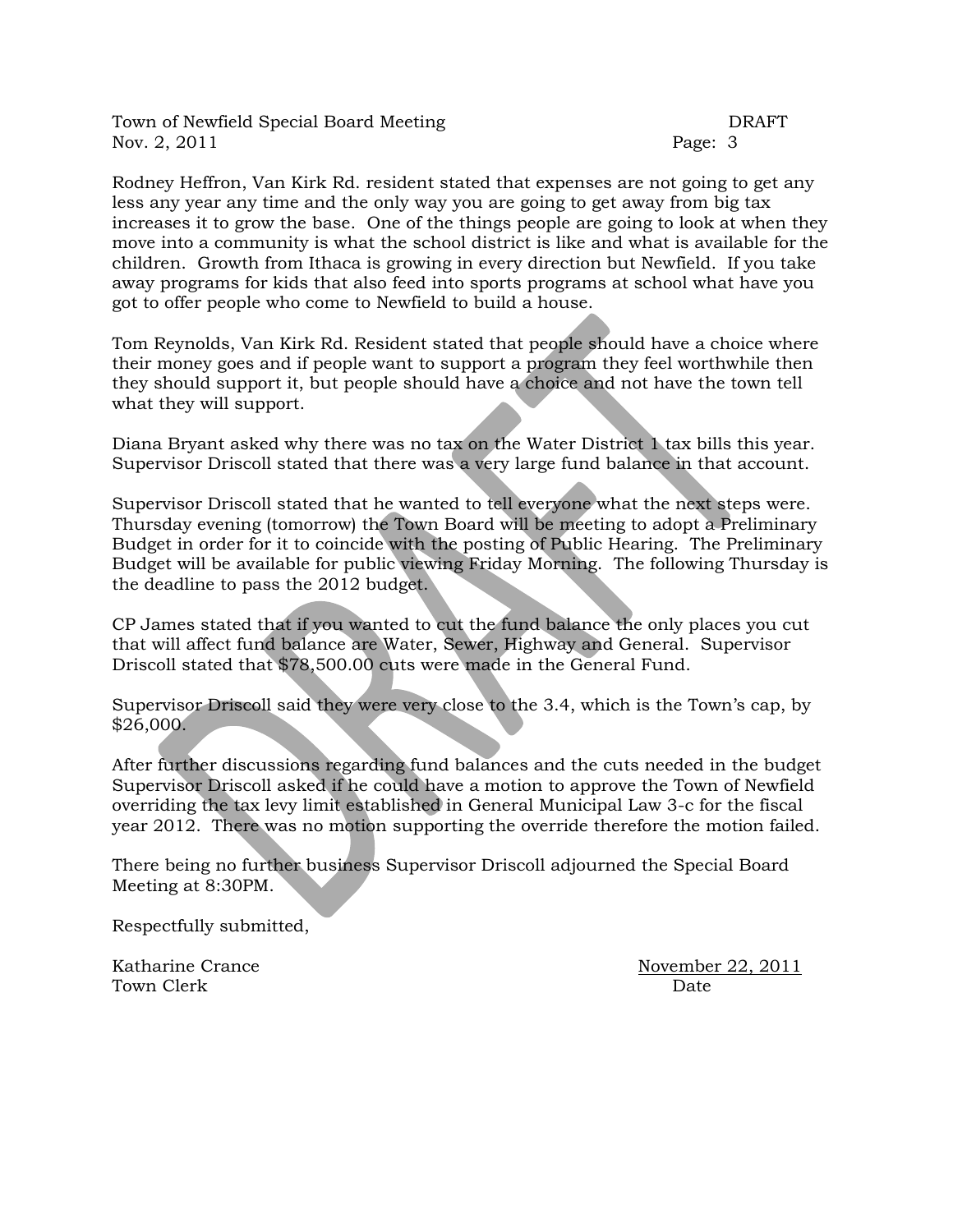Rodney Heffron, Van Kirk Rd. resident stated that expenses are not going to get any less any year any time and the only way you are going to get away from big tax increases it to grow the base. One of the things people are going to look at when they move into a community is what the school district is like and what is available for the children. Growth from Ithaca is growing in every direction but Newfield. If you take away programs for kids that also feed into sports programs at school what have you got to offer people who come to Newfield to build a house.

Tom Reynolds, Van Kirk Rd. Resident stated that people should have a choice where their money goes and if people want to support a program they feel worthwhile then they should support it, but people should have a choice and not have the town tell what they will support.

Diana Bryant asked why there was no tax on the Water District 1 tax bills this year. Supervisor Driscoll stated that there was a very large fund balance in that account.

Supervisor Driscoll stated that he wanted to tell everyone what the next steps were. Thursday evening (tomorrow) the Town Board will be meeting to adopt a Preliminary Budget in order for it to coincide with the posting of Public Hearing. The Preliminary Budget will be available for public viewing Friday Morning. The following Thursday is the deadline to pass the 2012 budget.

CP James stated that if you wanted to cut the fund balance the only places you cut that will affect fund balance are Water, Sewer, Highway and General. Supervisor Driscoll stated that $78,500.00 cuts were made in the General Fund.

Supervisor Driscoll said they were very close to the 3.4, which is the Town's cap, by $26,000.

After further discussions regarding fund balances and the cuts needed in the budget Supervisor Driscoll asked if he could have a motion to approve the Town of Newfield overriding the tax levy limit established in General Municipal Law 3-c for the fiscal year 2012. There was no motion supporting the override therefore the motion failed.

There being no further business Supervisor Driscoll adjourned the Special Board Meeting at 8:30PM.

Respectfully submitted,

Katharine Crance — November 22, 2011
Town Clerk — Date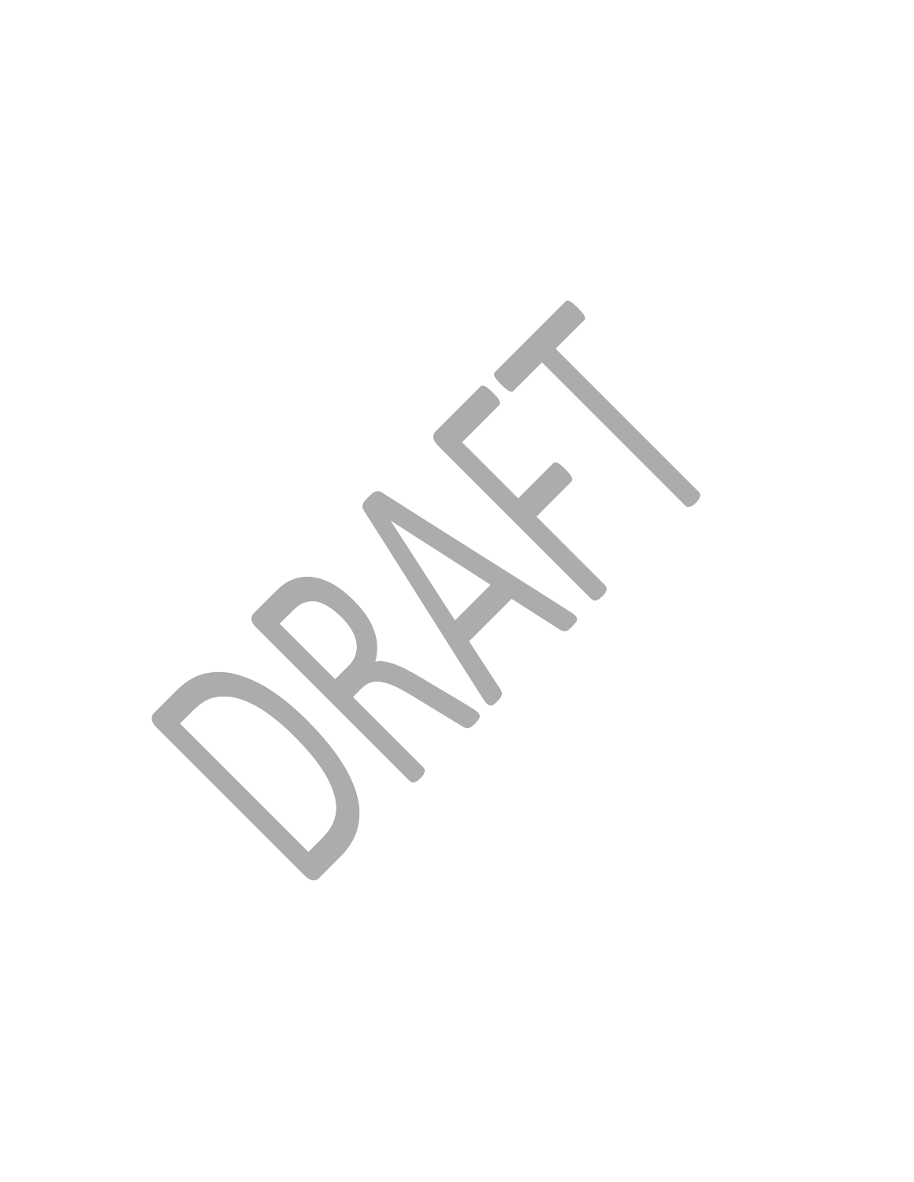DRAFT